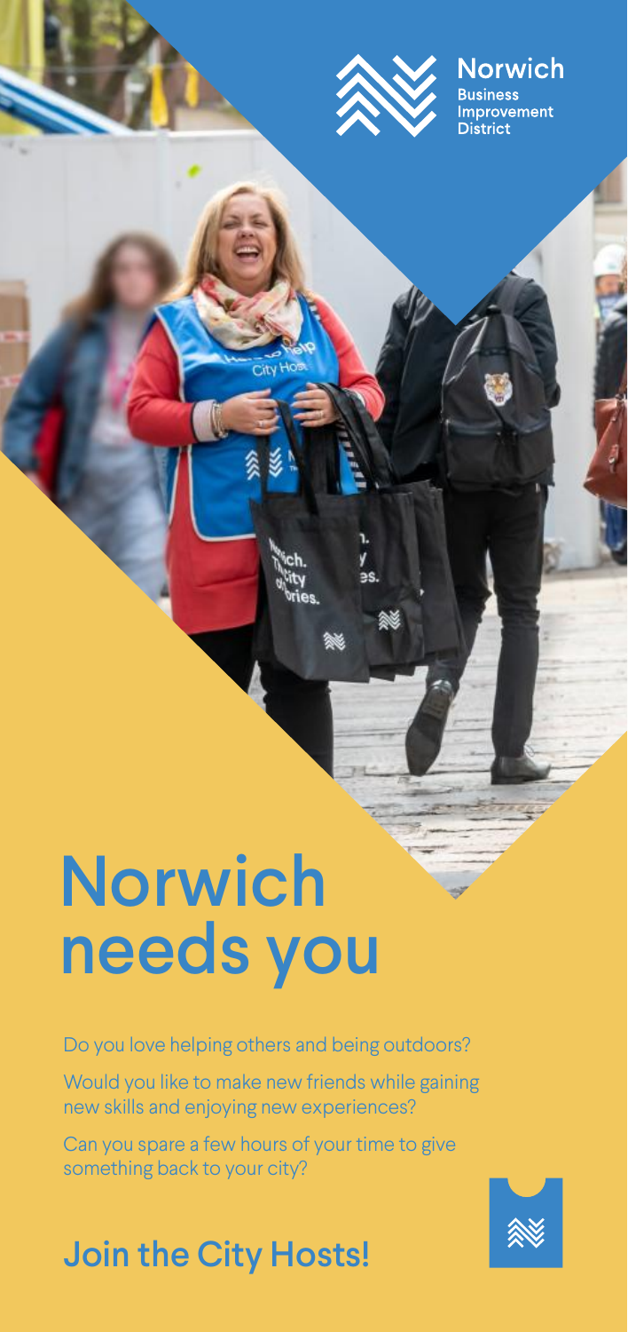Norwich
Business
Improvement
District

# Norwich needs you

Do you love helping others and being outdoors?

Would you like to make new friends while gaining new skills and enjoying new experiences?

Can you spare a few hours of your time to give something back to your city?

## Join the City Hosts!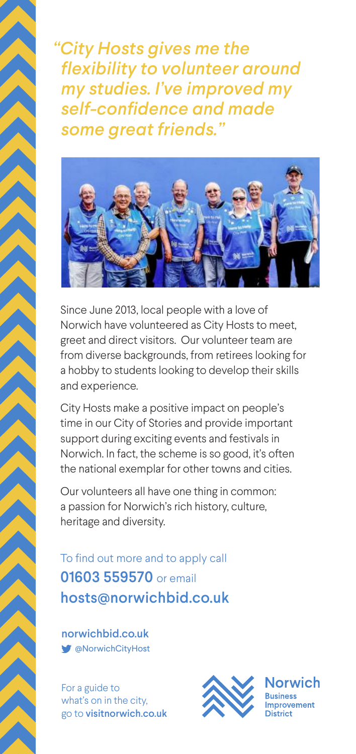*"City Hosts gives me the flexibility to volunteer around my studies. I've improved my self-confidence and made some great friends."*

Since June 2013, local people with a love of Norwich have volunteered as City Hosts to meet, greet and direct visitors. Our volunteer team are from diverse backgrounds, from retirees looking for a hobby to students looking to develop their skills and experience.

City Hosts make a positive impact on people's time in our City of Stories and provide important support during exciting events and festivals in Norwich. In fact, the scheme is so good, it's often the national exemplar for other towns and cities.

Our volunteers all have one thing in common: a passion for Norwich's rich history, culture, heritage and diversity.

To find out more and to apply call **01603 559570** or email **hosts@norwichbid.co.uk**

**norwichbid.co.uk**
@NorwichCityHost

For a guide to what's on in the city, go to **visitnorwich.co.uk**

**Norwich**
Business Improvement District